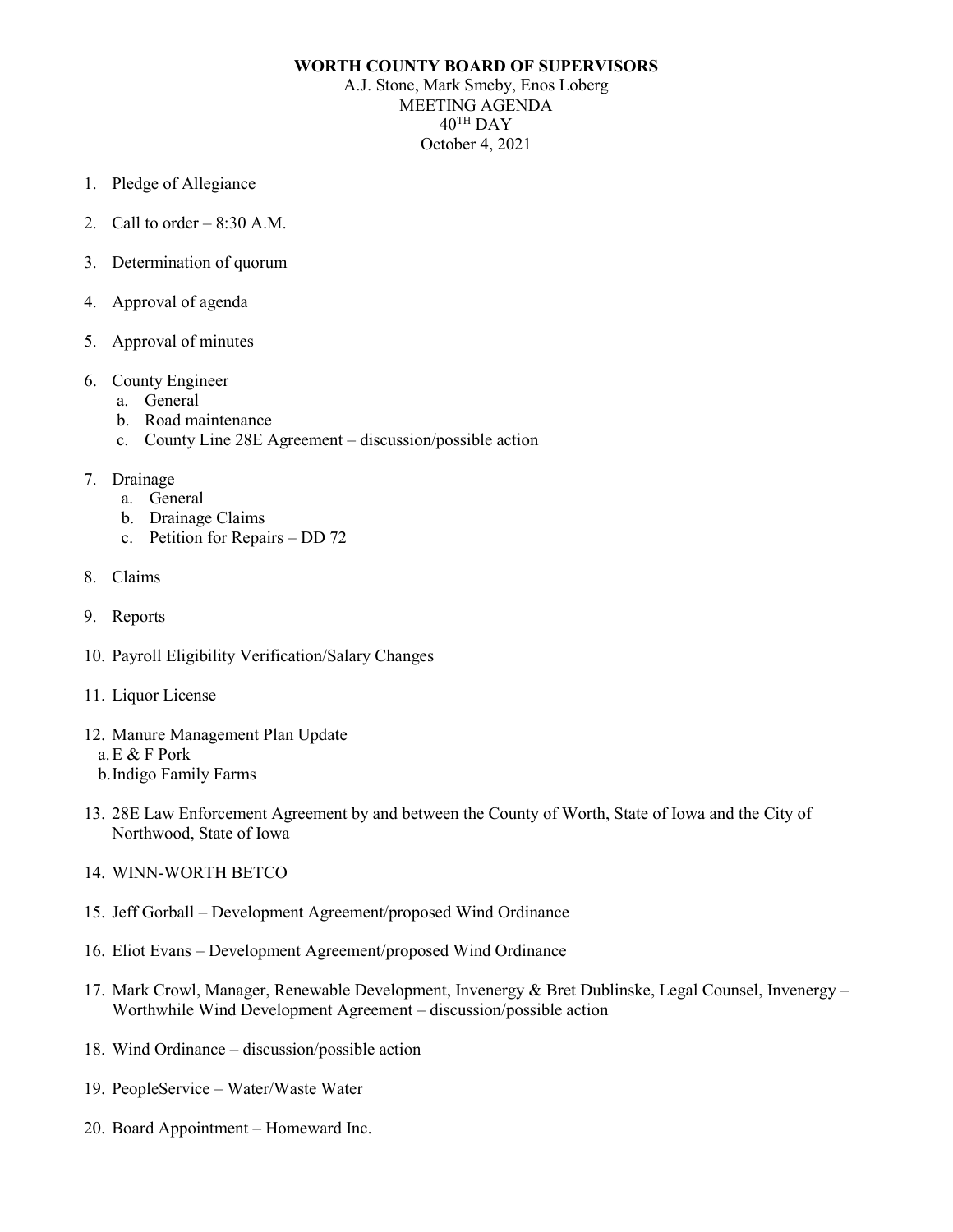**WORTH COUNTY BOARD OF SUPERVISORS**
A.J. Stone, Mark Smeby, Enos Loberg
MEETING AGENDA
40TH DAY
October 4, 2021

1. Pledge of Allegiance
2. Call to order – 8:30 A.M.
3. Determination of quorum
4. Approval of agenda
5. Approval of minutes
6. County Engineer
   a. General
   b. Road maintenance
   c. County Line 28E Agreement – discussion/possible action
7. Drainage
   a. General
   b. Drainage Claims
   c. Petition for Repairs – DD 72
8. Claims
9. Reports
10. Payroll Eligibility Verification/Salary Changes
11. Liquor License
12. Manure Management Plan Update
   a. E & F Pork
   b. Indigo Family Farms
13. 28E Law Enforcement Agreement by and between the County of Worth, State of Iowa and the City of Northwood, State of Iowa
14. WINN-WORTH BETCO
15. Jeff Gorball – Development Agreement/proposed Wind Ordinance
16. Eliot Evans – Development Agreement/proposed Wind Ordinance
17. Mark Crowl, Manager, Renewable Development, Invenergy & Bret Dublinske, Legal Counsel, Invenergy – Worthwhile Wind Development Agreement – discussion/possible action
18. Wind Ordinance – discussion/possible action
19. PeopleService – Water/Waste Water
20. Board Appointment – Homeward Inc.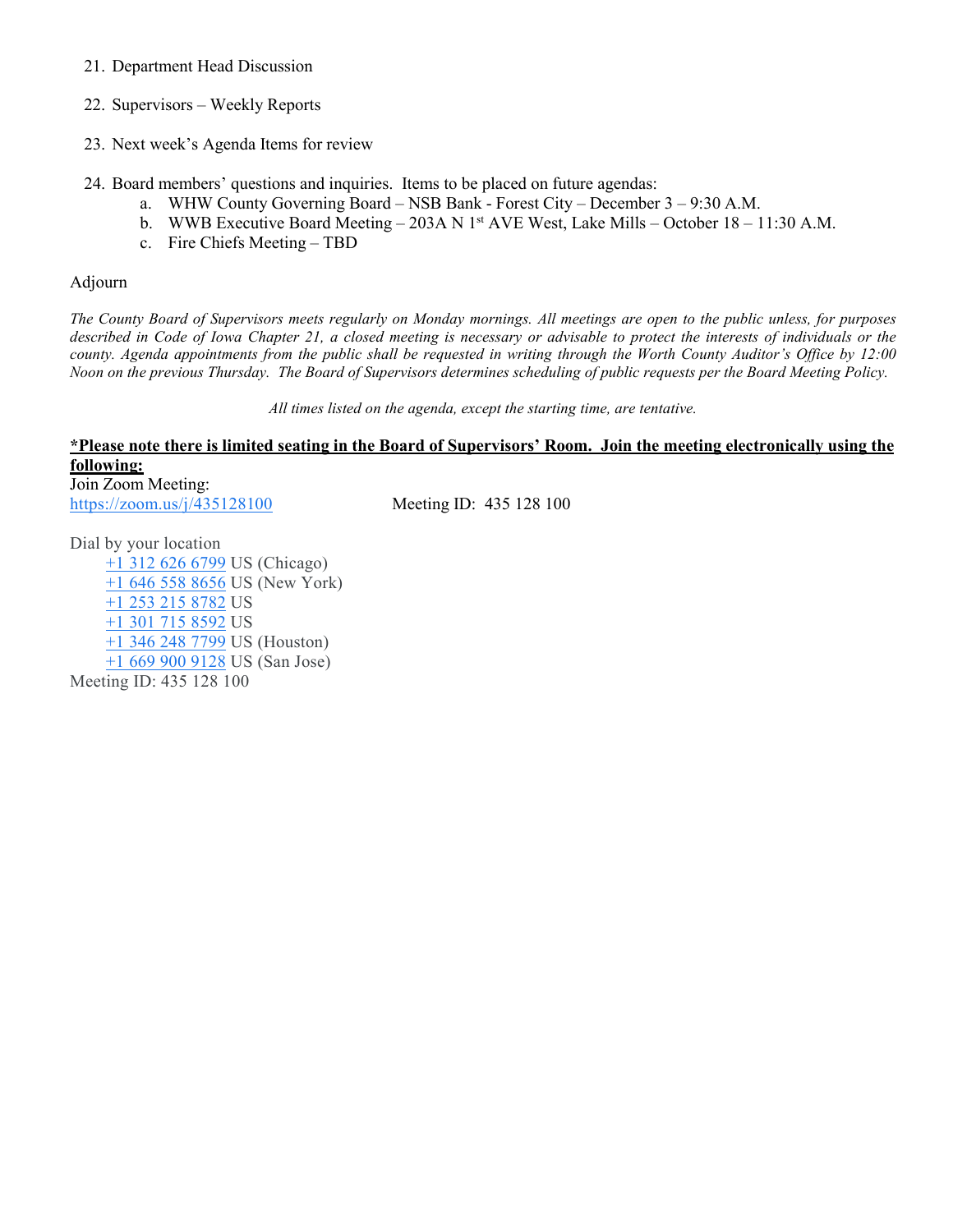21. Department Head Discussion

22. Supervisors – Weekly Reports

23. Next week's Agenda Items for review

24. Board members' questions and inquiries. Items to be placed on future agendas:
    a. WHW County Governing Board – NSB Bank - Forest City – December 3 – 9:30 A.M.
    b. WWB Executive Board Meeting – 203A N 1st AVE West, Lake Mills – October 18 – 11:30 A.M.
    c. Fire Chiefs Meeting – TBD

Adjourn

*The County Board of Supervisors meets regularly on Monday mornings. All meetings are open to the public unless, for purposes described in Code of Iowa Chapter 21, a closed meeting is necessary or advisable to protect the interests of individuals or the county. Agenda appointments from the public shall be requested in writing through the Worth County Auditor's Office by 12:00 Noon on the previous Thursday. The Board of Supervisors determines scheduling of public requests per the Board Meeting Policy.*

*All times listed on the agenda, except the starting time, are tentative.*

**\*Please note there is limited seating in the Board of Supervisors' Room. Join the meeting electronically using the following:**

Join Zoom Meeting:
https://zoom.us/j/435128100 Meeting ID: 435 128 100

Dial by your location
+1 312 626 6799 US (Chicago)
+1 646 558 8656 US (New York)
+1 253 215 8782 US
+1 301 715 8592 US
+1 346 248 7799 US (Houston)
+1 669 900 9128 US (San Jose)
Meeting ID: 435 128 100